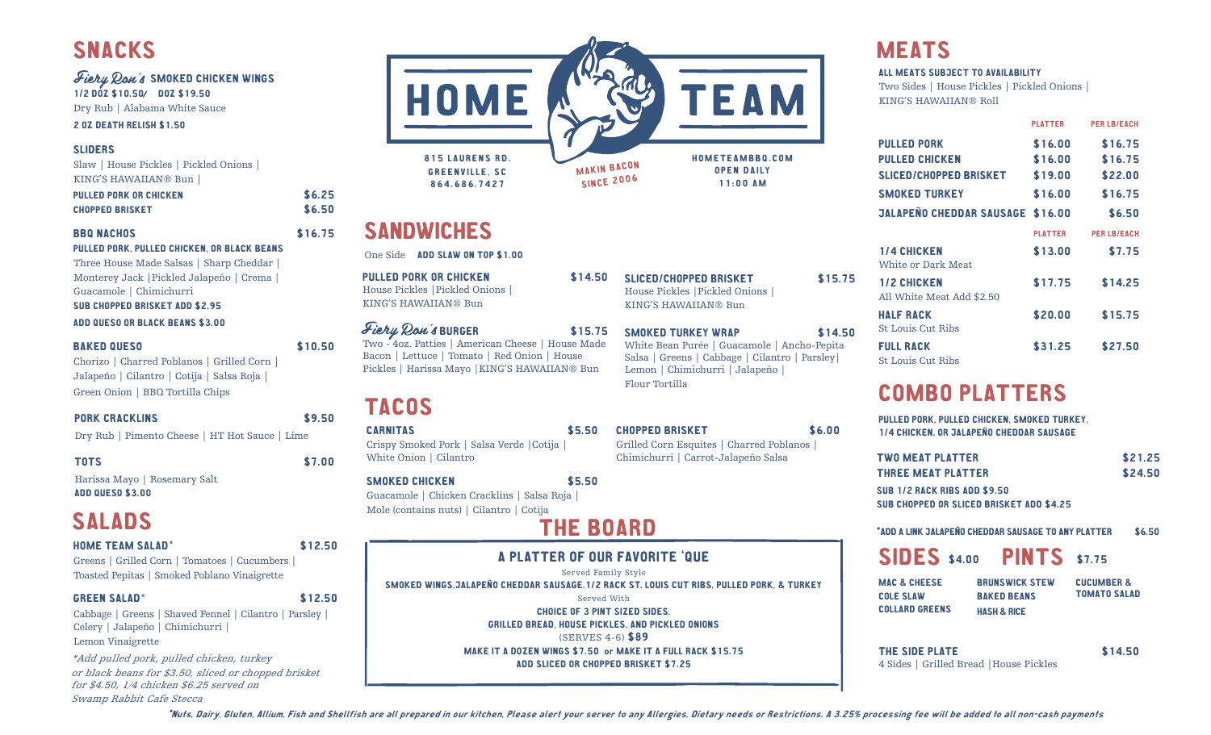# HOME TEAM

815 LAURENS RD.
GREENVILLE, SC
864.686.7427

MAKIN BACON SINCE 2006

HOMETEAMBBQ.COM
OPEN DAILY
11:00 AM

## SNACKS

### *Fiery Ron's* SMOKED CHICKEN WINGS

1/2 DOZ $10.50/ DOZ $19.50

Dry Rub | Alabama White Sauce

2 OZ DEATH RELISH $1.50

### SLIDERS

Slaw | House Pickles | Pickled Onions | KING'S HAWAIIAN® Bun |

| | |
|---|---|
| PULLED PORK OR CHICKEN | $6.25 |
| CHOPPED BRISKET | $6.50 |

### BBQ NACHOS $16.75

PULLED PORK, PULLED CHICKEN, OR BLACK BEANS

Three House Made Salsas | Sharp Cheddar | Monterey Jack |Pickled Jalapeño | Crema | Guacamole | Chimichurri

SUB CHOPPED BRISKET ADD $2.95

ADD QUESO OR BLACK BEANS $3.00

### BAKED QUESO $10.50

Chorizo | Charred Poblanos | Grilled Corn | Jalapeño | Cilantro | Cotija | Salsa Roja | Green Onion | BBQ Tortilla Chips

### PORK CRACKLINS $9.50

Dry Rub | Pimento Cheese | HT Hot Sauce | Lime

### TOTS $7.00

Harissa Mayo | Rosemary Salt

ADD QUESO $3.00

## SALADS

### HOME TEAM SALAD* $12.50

Greens | Grilled Corn | Tomatoes | Cucumbers | Toasted Pepitas | Smoked Poblano Vinaigrette

### GREEN SALAD* $12.50

Cabbage | Greens | Shaved Fennel | Cilantro | Parsley | Celery | Jalapeño | Chimichurri | Lemon Vinaigrette

*\*Add pulled pork, pulled chicken, turkey or black beans for $3.50, sliced or chopped brisket for $4.50, 1/4 chicken $6.25 served on Swamp Rabbit Cafe Stecca*

## SANDWICHES

One Side ADD SLAW ON TOP $1.00

### PULLED PORK OR CHICKEN $14.50

House Pickles |Pickled Onions | KING'S HAWAIIAN® Bun

### *Fiery Ron's* BURGER $15.75

Two - 4oz. Patties | American Cheese | House Made Bacon | Lettuce | Tomato | Red Onion | House Pickles | Harissa Mayo |KING'S HAWAIIAN® Bun

### SLICED/CHOPPED BRISKET $15.75

House Pickles |Pickled Onions | KING'S HAWAIIAN® Bun

### SMOKED TURKEY WRAP $14.50

White Bean Purée | Guacamole | Ancho-Pepita Salsa | Greens | Cabbage | Cilantro | Parsley| Lemon | Chimichurri | Jalapeño | Flour Tortilla

## TACOS

### CARNITAS $5.50

Crispy Smoked Pork | Salsa Verde |Cotija | White Onion | Cilantro

### SMOKED CHICKEN $5.50

Guacamole | Chicken Cracklins | Salsa Roja | Mole (contains nuts) | Cilantro | Cotija

### CHOPPED BRISKET $6.00

Grilled Corn Esquites | Charred Poblanos | Chimichurri | Carrot-Jalapeño Salsa

## THE BOARD

### A PLATTER OF OUR FAVORITE 'QUE

Served Family Style

SMOKED WINGS,JALAPEÑO CHEDDAR SAUSAGE,1/2 RACK ST. LOUIS CUT RIBS, PULLED PORK, & TURKEY

Served With

CHOICE OF 3 PINT SIZED SIDES, GRILLED BREAD, HOUSE PICKLES, AND PICKLED ONIONS

(SERVES 4-6) **$89**

MAKE IT A DOZEN WINGS $7.50 or MAKE IT A FULL RACK $15.75

ADD SLICED OR CHOPPED BRISKET $7.25

## MEATS

ALL MEATS SUBJECT TO AVAILABILITY

Two Sides | House Pickles | Pickled Onions | KING'S HAWAIIAN® Roll

| | PLATTER | PER LB/EACH |
|---|---|---|
| PULLED PORK | $16.00 | $16.75 |
| PULLED CHICKEN | $16.00 | $16.75 |
| SLICED/CHOPPED BRISKET | $19.00 | $22.00 |
| SMOKED TURKEY | $16.00 | $16.75 |
| JALAPEÑO CHEDDAR SAUSAGE | $16.00 | $6.50 |

| | PLATTER | PER LB/EACH |
|---|---|---|
| 1/4 CHICKEN<br>White or Dark Meat | $13.00 | $7.75 |
| 1/2 CHICKEN<br>All White Meat Add $2.50 | $17.75 | $14.25 |
| HALF RACK<br>St Louis Cut Ribs | $20.00 | $15.75 |
| FULL RACK<br>St Louis Cut Ribs | $31.25 | $27.50 |

## COMBO PLATTERS

PULLED PORK, PULLED CHICKEN, SMOKED TURKEY, 1/4 CHICKEN, OR JALAPEÑO CHEDDAR SAUSAGE

| | |
|---|---|
| TWO MEAT PLATTER | $21.25 |
| THREE MEAT PLATTER | $24.50 |

SUB 1/2 RACK RIBS ADD $9.50

SUB CHOPPED OR SLICED BRISKET ADD $4.25

*ADD A LINK JALAPEÑO CHEDDAR SAUSAGE TO ANY PLATTER $6.50

## SIDES $4.00 PINTS $7.75

- MAC & CHEESE
- COLE SLAW
- COLLARD GREENS
- BRUNSWICK STEW
- BAKED BEANS
- HASH & RICE
- CUCUMBER & TOMATO SALAD

### THE SIDE PLATE $14.50

4 Sides | Grilled Bread |House Pickles

*\*Nuts, Dairy, Gluten, Allium, Fish and Shellfish are all prepared in our kitchen, Please alert your server to any Allergies, Dietary needs or Restrictions. A 3.25% processing fee will be added to all non-cash payments*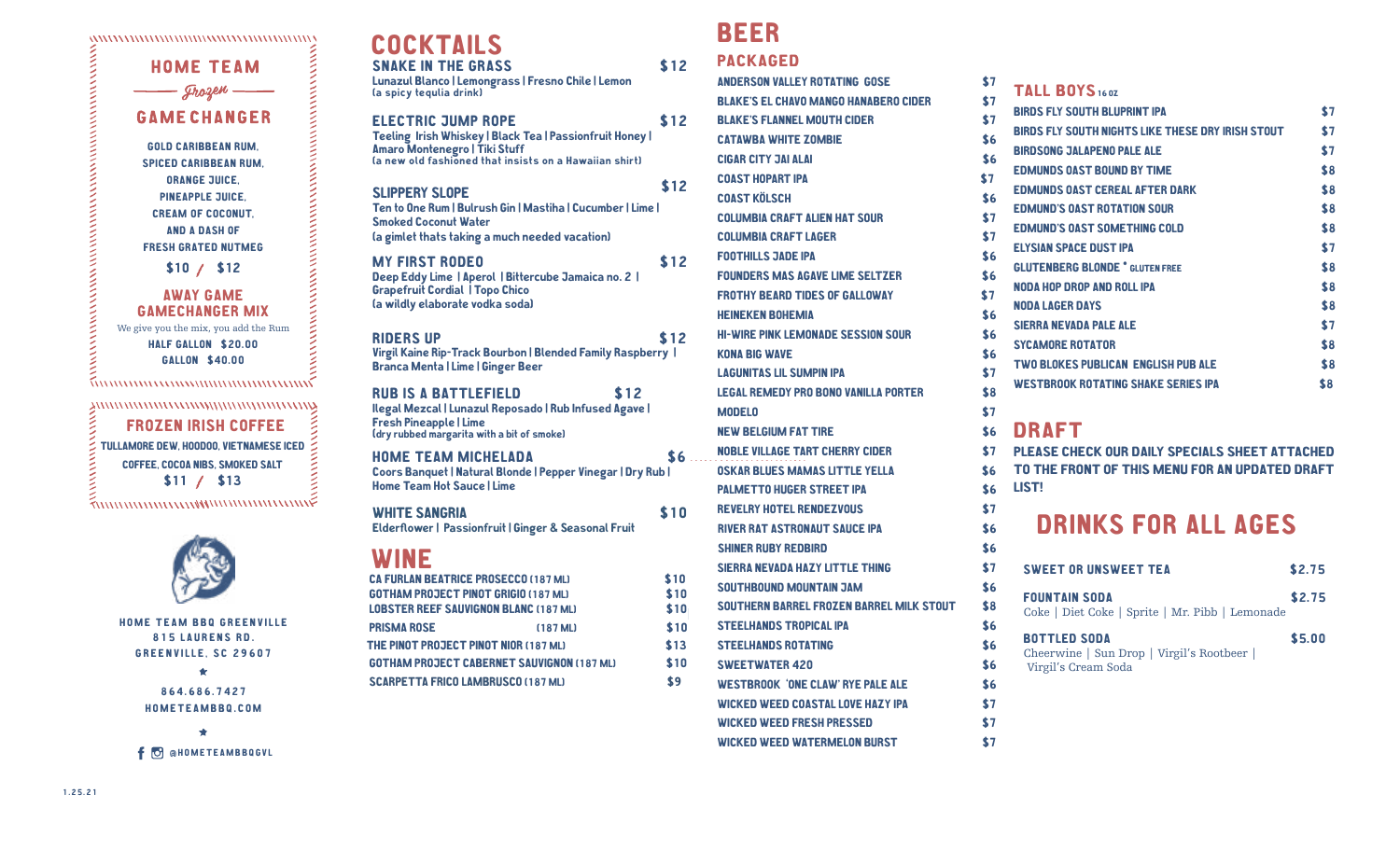## HOME TEAM

*Frozen*

## GAME CHANGER

GOLD CARIBBEAN RUM,
SPICED CARIBBEAN RUM,
ORANGE JUICE,
PINEAPPLE JUICE,
CREAM OF COCONUT,
AND A DASH OF
FRESH GRATED NUTMEG

$10 / $12

### AWAY GAME GAMECHANGER MIX

We give you the mix, you add the Rum

HALF GALLON $20.00
GALLON $40.00

## FROZEN IRISH COFFEE

TULLAMORE DEW, HOODOO, VIETNAMESE ICED COFFEE, COCOA NIBS, SMOKED SALT

$11 / $13

HOME TEAM BBQ GREENVILLE
815 LAURENS RD.
GREENVILLE, SC 29607

★

864.686.7427
HOMETEAMBBQ.COM

★

@HOMETEAMBBQGVL

1.25.21

# COCKTAILS

**SNAKE IN THE GRASS** $12
Lunazul Blanco | Lemongrass | Fresno Chile | Lemon
(a spicy tequila drink)

**ELECTRIC JUMP ROPE** $12
Teeling Irish Whiskey | Black Tea | Passionfruit Honey | Amaro Montenegro | Tiki Stuff
(a new old fashioned that insists on a Hawaiian shirt)

**SLIPPERY SLOPE** $12
Ten to One Rum | Bulrush Gin | Mastiha | Cucumber | Lime | Smoked Coconut Water
(a gimlet thats taking a much needed vacation)

**MY FIRST RODEO** $12
Deep Eddy Lime | Aperol | Bittercube Jamaica no. 2 | Grapefruit Cordial | Topo Chico
(a wildly elaborate vodka soda)

**RIDERS UP** $12
Virgil Kaine Rip-Track Bourbon | Blended Family Raspberry | Branca Menta | Lime | Ginger Beer

**RUB IS A BATTLEFIELD** $12
Ilegal Mezcal | Lunazul Reposado | Rub Infused Agave | Fresh Pineapple | Lime
(dry rubbed margarita with a bit of smoke)

**HOME TEAM MICHELADA** $6
Coors Banquet | Natural Blonde | Pepper Vinegar | Dry Rub | Home Team Hot Sauce | Lime

**WHITE SANGRIA** $10
Elderflower | Passionfruit | Ginger & Seasonal Fruit

# WINE

| | |
|---|---|
| CA FURLAN BEATRICE PROSECCO (187 ML) | $10 |
| GOTHAM PROJECT PINOT GRIGIO (187 ML) | $10 |
| LOBSTER REEF SAUVIGNON BLANC (187 ML) | $10 |
| PRISMA ROSE (187 ML) | $10 |
| THE PINOT PROJECT PINOT NIOR (187 ML) | $13 |
| GOTHAM PROJECT CABERNET SAUVIGNON (187 ML) | $10 |
| SCARPETTA FRICO LAMBRUSCO (187 ML) | $9 |

# BEER

## PACKAGED

| | |
|---|---|
| ANDERSON VALLEY ROTATING GOSE | $7 |
| BLAKE'S EL CHAVO MANGO HANABERO CIDER | $7 |
| BLAKE'S FLANNEL MOUTH CIDER | $7 |
| CATAWBA WHITE ZOMBIE | $6 |
| CIGAR CITY JAI ALAI | $6 |
| COAST HOPART IPA | $7 |
| COAST KÖLSCH | $6 |
| COLUMBIA CRAFT ALIEN HAT SOUR | $7 |
| COLUMBIA CRAFT LAGER | $7 |
| FOOTHILLS JADE IPA | $6 |
| FOUNDERS MAS AGAVE LIME SELTZER | $6 |
| FROTHY BEARD TIDES OF GALLOWAY | $7 |
| HEINEKEN BOHEMIA | $6 |
| HI-WIRE PINK LEMONADE SESSION SOUR | $6 |
| KONA BIG WAVE | $6 |
| LAGUNITAS LIL SUMPIN IPA | $7 |
| LEGAL REMEDY PRO BONO VANILLA PORTER | $8 |
| MODELO | $7 |
| NEW BELGIUM FAT TIRE | $6 |
| NOBLE VILLAGE TART CHERRY CIDER | $7 |
| OSKAR BLUES MAMAS LITTLE YELLA | $6 |
| PALMETTO HUGER STREET IPA | $6 |
| REVELRY HOTEL RENDEZVOUS | $7 |
| RIVER RAT ASTRONAUT SAUCE IPA | $6 |
| SHINER RUBY REDBIRD | $6 |
| SIERRA NEVADA HAZY LITTLE THING | $7 |
| SOUTHBOUND MOUNTAIN JAM | $6 |
| SOUTHERN BARREL FROZEN BARREL MILK STOUT | $8 |
| STEELHANDS TROPICAL IPA | $6 |
| STEELHANDS ROTATING | $6 |
| SWEETWATER 420 | $6 |
| WESTBROOK 'ONE CLAW' RYE PALE ALE | $6 |
| WICKED WEED COASTAL LOVE HAZY IPA | $7 |
| WICKED WEED FRESH PRESSED | $7 |
| WICKED WEED WATERMELON BURST | $7 |

## TALL BOYS 16 OZ

| | |
|---|---|
| BIRDS FLY SOUTH BLUPRINT IPA | $7 |
| BIRDS FLY SOUTH NIGHTS LIKE THESE DRY IRISH STOUT | $7 |
| BIRDSONG JALAPENO PALE ALE | $7 |
| EDMUNDS OAST BOUND BY TIME | $8 |
| EDMUNDS OAST CEREAL AFTER DARK | $8 |
| EDMUND'S OAST ROTATION SOUR | $8 |
| EDMUND'S OAST SOMETHING COLD | $8 |
| ELYSIAN SPACE DUST IPA | $7 |
| GLUTENBERG BLONDE * GLUTEN FREE | $8 |
| NODA HOP DROP AND ROLL IPA | $8 |
| NODA LAGER DAYS | $8 |
| SIERRA NEVADA PALE ALE | $7 |
| SYCAMORE ROTATOR | $8 |
| TWO BLOKES PUBLICAN ENGLISH PUB ALE | $8 |
| WESTBROOK ROTATING SHAKE SERIES IPA | $8 |

## DRAFT

PLEASE CHECK OUR DAILY SPECIALS SHEET ATTACHED TO THE FRONT OF THIS MENU FOR AN UPDATED DRAFT LIST!

# DRINKS FOR ALL AGES

**SWEET OR UNSWEET TEA** $2.75

**FOUNTAIN SODA** $2.75
Coke | Diet Coke | Sprite | Mr. Pibb | Lemonade

**BOTTLED SODA** $5.00
Cheerwine | Sun Drop | Virgil's Rootbeer | Virgil's Cream Soda